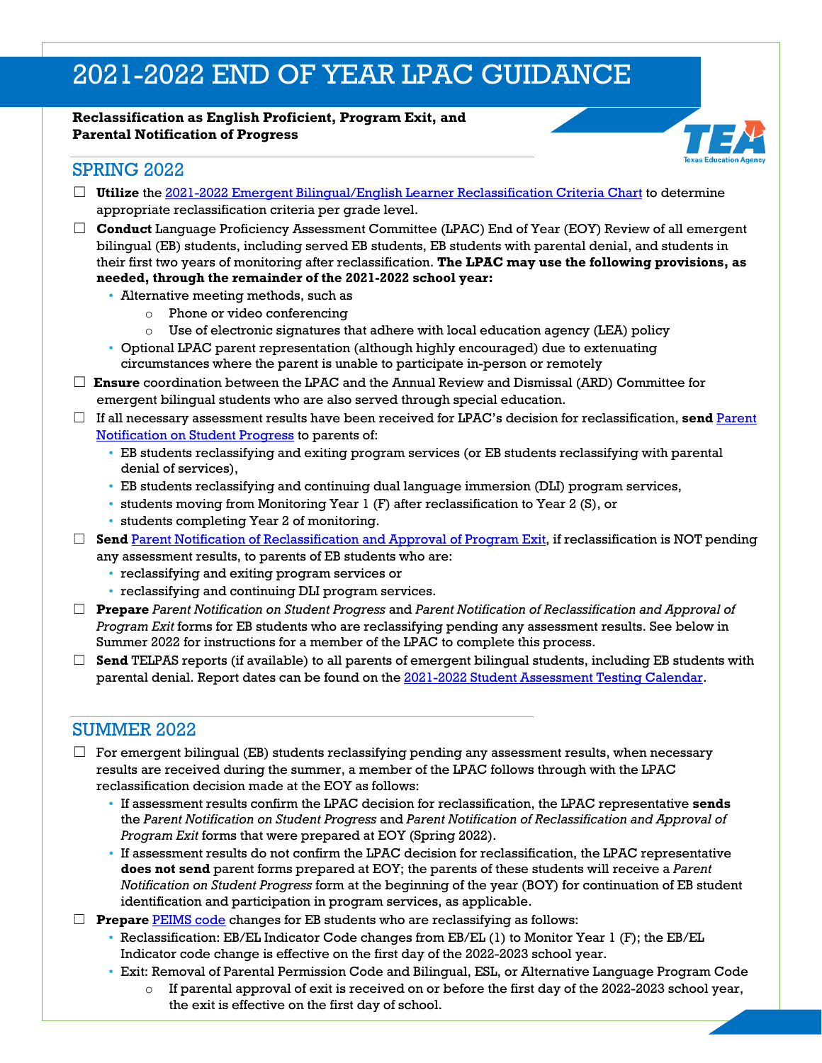# 2021-2022 END OF YEAR LPAC GUIDANCE

**Reclassification as English Proficient, Program Exit, and Parental Notification of Progress**

## SPRING 2022

- ☐ **Utilize** the 2021-2022 Emergent Bilingual/English Learner Reclassification Criteria Chart to determine appropriate reclassification criteria per grade level.
- ☐ **Conduct** Language Proficiency Assessment Committee (LPAC) End of Year (EOY) Review of all emergent bilingual (EB) students, including served EB students, EB students with parental denial, and students in their first two years of monitoring after reclassification. **The LPAC may use the following provisions, as needed, through the remainder of the 2021-2022 school year:**
  - Alternative meeting methods, such as
    - Phone or video conferencing
    - Use of electronic signatures that adhere with local education agency (LEA) policy
  - Optional LPAC parent representation (although highly encouraged) due to extenuating circumstances where the parent is unable to participate in-person or remotely
- ☐ **Ensure** coordination between the LPAC and the Annual Review and Dismissal (ARD) Committee for emergent bilingual students who are also served through special education.
- ☐ If all necessary assessment results have been received for LPAC's decision for reclassification, **send** Parent Notification on Student Progress to parents of:
  - EB students reclassifying and exiting program services (or EB students reclassifying with parental denial of services),
  - EB students reclassifying and continuing dual language immersion (DLI) program services,
  - students moving from Monitoring Year 1 (F) after reclassification to Year 2 (S), or
  - students completing Year 2 of monitoring.
- ☐ **Send** Parent Notification of Reclassification and Approval of Program Exit, if reclassification is NOT pending any assessment results, to parents of EB students who are:
  - reclassifying and exiting program services or
  - reclassifying and continuing DLI program services.
- ☐ **Prepare** *Parent Notification on Student Progress* and *Parent Notification of Reclassification and Approval of Program Exit* forms for EB students who are reclassifying pending any assessment results. See below in Summer 2022 for instructions for a member of the LPAC to complete this process.
- ☐ **Send** TELPAS reports (if available) to all parents of emergent bilingual students, including EB students with parental denial. Report dates can be found on the 2021-2022 Student Assessment Testing Calendar.

## SUMMER 2022

- ☐ For emergent bilingual (EB) students reclassifying pending any assessment results, when necessary results are received during the summer, a member of the LPAC follows through with the LPAC reclassification decision made at the EOY as follows:
  - If assessment results confirm the LPAC decision for reclassification, the LPAC representative **sends** the *Parent Notification on Student Progress* and *Parent Notification of Reclassification and Approval of Program Exit* forms that were prepared at EOY (Spring 2022).
  - If assessment results do not confirm the LPAC decision for reclassification, the LPAC representative **does not send** parent forms prepared at EOY; the parents of these students will receive a *Parent Notification on Student Progress* form at the beginning of the year (BOY) for continuation of EB student identification and participation in program services, as applicable.
- ☐ **Prepare** PEIMS code changes for EB students who are reclassifying as follows:
  - Reclassification: EB/EL Indicator Code changes from EB/EL (1) to Monitor Year 1 (F); the EB/EL Indicator code change is effective on the first day of the 2022-2023 school year.
  - Exit: Removal of Parental Permission Code and Bilingual, ESL, or Alternative Language Program Code
    - If parental approval of exit is received on or before the first day of the 2022-2023 school year, the exit is effective on the first day of school.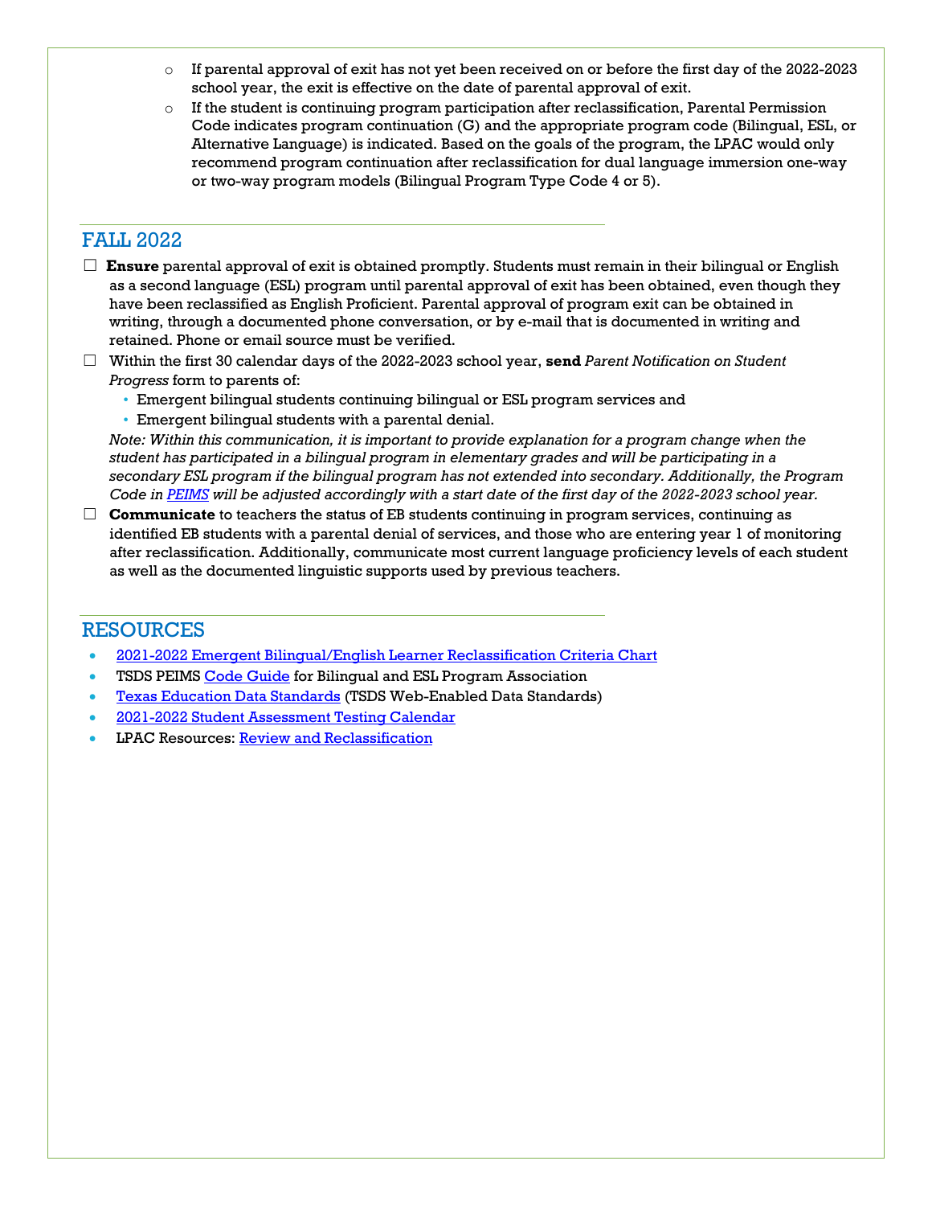- If parental approval of exit has not yet been received on or before the first day of the 2022-2023 school year, the exit is effective on the date of parental approval of exit.
- If the student is continuing program participation after reclassification, Parental Permission Code indicates program continuation (G) and the appropriate program code (Bilingual, ESL, or Alternative Language) is indicated. Based on the goals of the program, the LPAC would only recommend program continuation after reclassification for dual language immersion one-way or two-way program models (Bilingual Program Type Code 4 or 5).

## FALL 2022

☐ **Ensure** parental approval of exit is obtained promptly. Students must remain in their bilingual or English as a second language (ESL) program until parental approval of exit has been obtained, even though they have been reclassified as English Proficient. Parental approval of program exit can be obtained in writing, through a documented phone conversation, or by e-mail that is documented in writing and retained. Phone or email source must be verified.

☐ Within the first 30 calendar days of the 2022-2023 school year, **send** *Parent Notification on Student Progress* form to parents of:

- Emergent bilingual students continuing bilingual or ESL program services and
- Emergent bilingual students with a parental denial.

*Note: Within this communication, it is important to provide explanation for a program change when the student has participated in a bilingual program in elementary grades and will be participating in a secondary ESL program if the bilingual program has not extended into secondary. Additionally, the Program Code in PEIMS will be adjusted accordingly with a start date of the first day of the 2022-2023 school year.*

☐ **Communicate** to teachers the status of EB students continuing in program services, continuing as identified EB students with a parental denial of services, and those who are entering year 1 of monitoring after reclassification. Additionally, communicate most current language proficiency levels of each student as well as the documented linguistic supports used by previous teachers.

## RESOURCES

- 2021-2022 Emergent Bilingual/English Learner Reclassification Criteria Chart
- TSDS PEIMS Code Guide for Bilingual and ESL Program Association
- Texas Education Data Standards (TSDS Web-Enabled Data Standards)
- 2021-2022 Student Assessment Testing Calendar
- LPAC Resources: Review and Reclassification